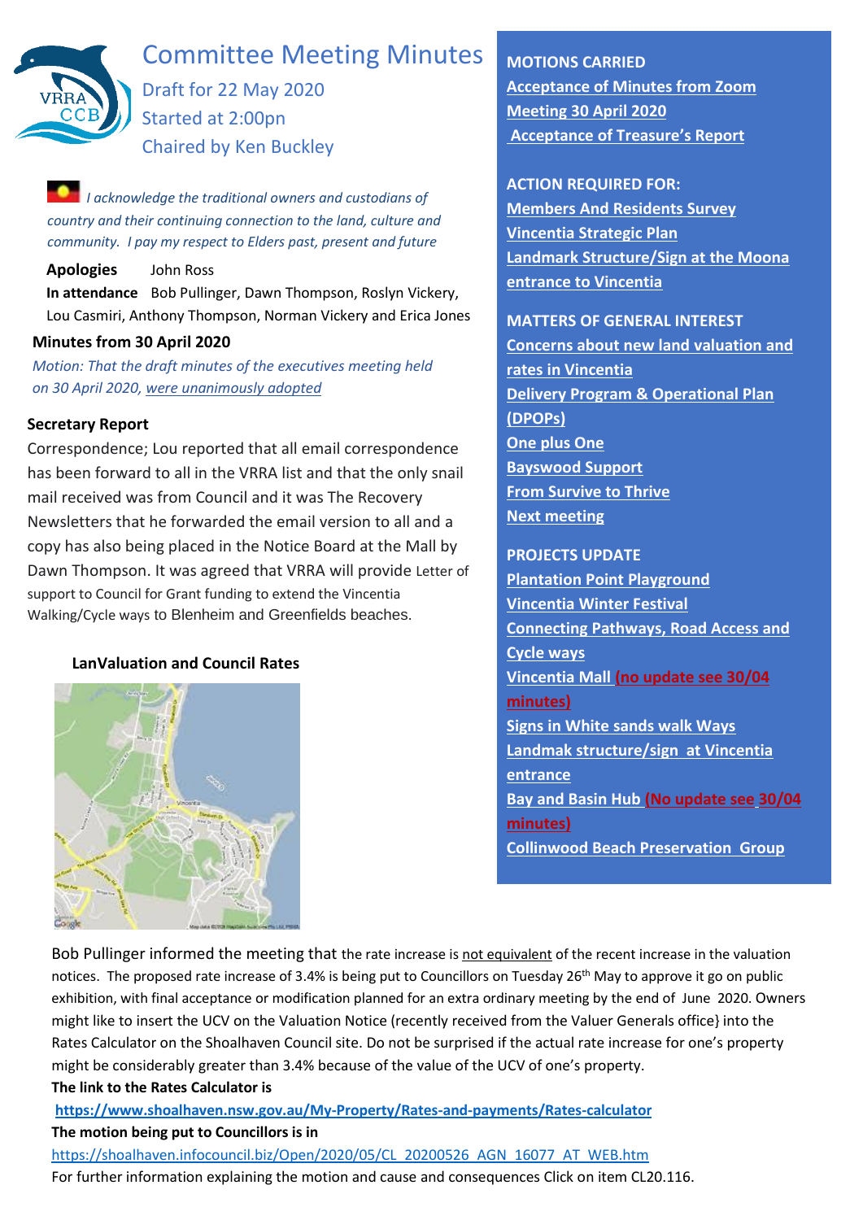# Committee Meeting Minutes

Draft for 22 May 2020
Started at 2:00pn
Chaired by Ken Buckley

*I acknowledge the traditional owners and custodians of country and their continuing connection to the land, culture and community. I pay my respect to Elders past, present and future*

**Apologies** John Ross

**In attendance** Bob Pullinger, Dawn Thompson, Roslyn Vickery, Lou Casmiri, Anthony Thompson, Norman Vickery and Erica Jones

**Minutes from 30 April 2020**

*Motion: That the draft minutes of the executives meeting held on 30 April 2020, were unanimously adopted*

**Secretary Report**

Correspondence; Lou reported that all email correspondence has been forward to all in the VRRA list and that the only snail mail received was from Council and it was The Recovery Newsletters that he forwarded the email version to all and a copy has also being placed in the Notice Board at the Mall by Dawn Thompson. It was agreed that VRRA will provide Letter of support to Council for Grant funding to extend the Vincentia Walking/Cycle ways to Blenheim and Greenfields beaches.

**MOTIONS CARRIED**

- Acceptance of Minutes from Zoom Meeting 30 April 2020
- Acceptance of Treasure's Report

**ACTION REQUIRED FOR:**

- Members And Residents Survey
- Vincentia Strategic Plan
- Landmark Structure/Sign at the Moona entrance to Vincentia

**MATTERS OF GENERAL INTEREST**

- Concerns about new land valuation and rates in Vincentia
- Delivery Program & Operational Plan (DPOPs)
- One plus One
- Bayswood Support
- From Survive to Thrive
- Next meeting

**PROJECTS UPDATE**

- Plantation Point Playground
- Vincentia Winter Festival
- Connecting Pathways, Road Access and Cycle ways
- Vincentia Mall (no update see 30/04 minutes)
- Signs in White sands walk Ways
- Landmak structure/sign at Vincentia entrance
- Bay and Basin Hub (No update see 30/04 minutes)
- Collinwood Beach Preservation Group

## LanValuation and Council Rates

Bob Pullinger informed the meeting that the rate increase is not equivalent of the recent increase in the valuation notices. The proposed rate increase of 3.4% is being put to Councillors on Tuesday 26th May to approve it go on public exhibition, with final acceptance or modification planned for an extra ordinary meeting by the end of June 2020. Owners might like to insert the UCV on the Valuation Notice (recently received from the Valuer Generals office} into the Rates Calculator on the Shoalhaven Council site. Do not be surprised if the actual rate increase for one's property might be considerably greater than 3.4% because of the value of the UCV of one's property.

**The link to the Rates Calculator is**

**https://www.shoalhaven.nsw.gov.au/My-Property/Rates-and-payments/Rates-calculator**

**The motion being put to Councillors is in**

https://shoalhaven.infocouncil.biz/Open/2020/05/CL_20200526_AGN_16077_AT_WEB.htm

For further information explaining the motion and cause and consequences Click on item CL20.116.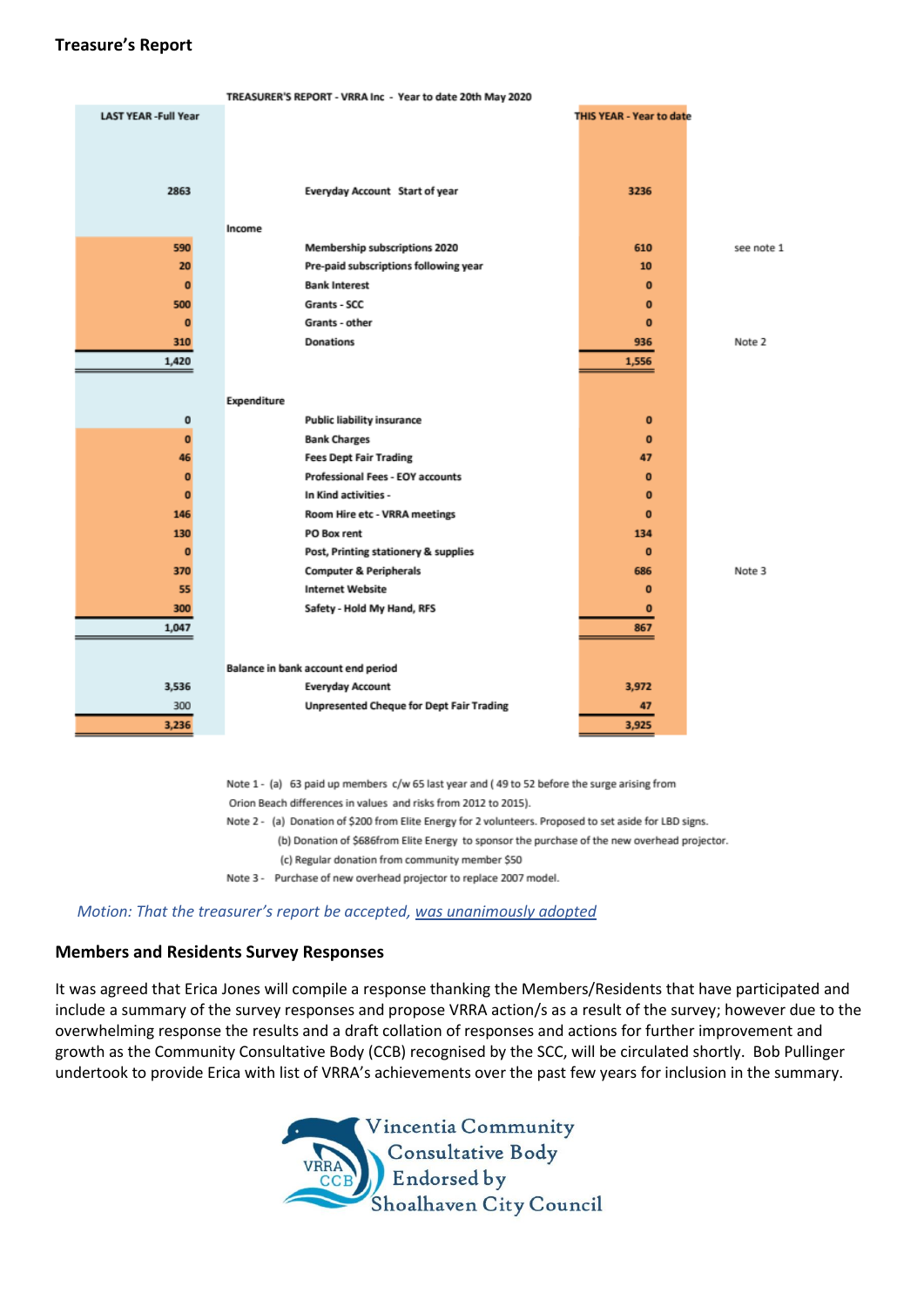**Treasure's Report**

TREASURER'S REPORT - VRRA Inc - Year to date 20th May 2020

| LAST YEAR -Full Year | | | THIS YEAR - Year to date | |
|---|---|---|---|---|
| 2863 | | Everyday Account Start of year | 3236 | |
| | Income | | | |
| 590 | | Membership subscriptions 2020 | 610 | see note 1 |
| 20 | | Pre-paid subscriptions following year | 10 | |
| 0 | | Bank Interest | 0 | |
| 500 | | Grants - SCC | 0 | |
| 0 | | Grants - other | 0 | |
| 310 | | Donations | 936 | Note 2 |
| 1,420 | | | 1,556 | |
| | Expenditure | | | |
| 0 | | Public liability insurance | 0 | |
| 0 | | Bank Charges | 0 | |
| 46 | | Fees Dept Fair Trading | 47 | |
| 0 | | Professional Fees - EOY accounts | 0 | |
| 0 | | In Kind activities - | 0 | |
| 146 | | Room Hire etc - VRRA meetings | 0 | |
| 130 | | PO Box rent | 134 | |
| 0 | | Post, Printing stationery & supplies | 0 | |
| 370 | | Computer & Peripherals | 686 | Note 3 |
| 55 | | Internet Website | 0 | |
| 300 | | Safety - Hold My Hand, RFS | 0 | |
| 1,047 | | | 867 | |
| | Balance in bank account end period | | | |
| 3,536 | | Everyday Account | 3,972 | |
| 300 | | Unpresented Cheque for Dept Fair Trading | 47 | |
| 3,236 | | | 3,925 | |

Note 1 - (a) 63 paid up members c/w 65 last year and ( 49 to 52 before the surge arising from Orion Beach differences in values and risks from 2012 to 2015).

Note 2 - (a) Donation of $200 from Elite Energy for 2 volunteers. Proposed to set aside for LBD signs.

(b) Donation of $686from Elite Energy to sponsor the purchase of the new overhead projector.

(c) Regular donation from community member $50

Note 3 - Purchase of new overhead projector to replace 2007 model.

*Motion: That the treasurer's report be accepted, was unanimously adopted*

**Members and Residents Survey Responses**

It was agreed that Erica Jones will compile a response thanking the Members/Residents that have participated and include a summary of the survey responses and propose VRRA action/s as a result of the survey; however due to the overwhelming response the results and a draft collation of responses and actions for further improvement and growth as the Community Consultative Body (CCB) recognised by the SCC, will be circulated shortly. Bob Pullinger undertook to provide Erica with list of VRRA's achievements over the past few years for inclusion in the summary.

Vincentia Community Consultative Body Endorsed by Shoalhaven City Council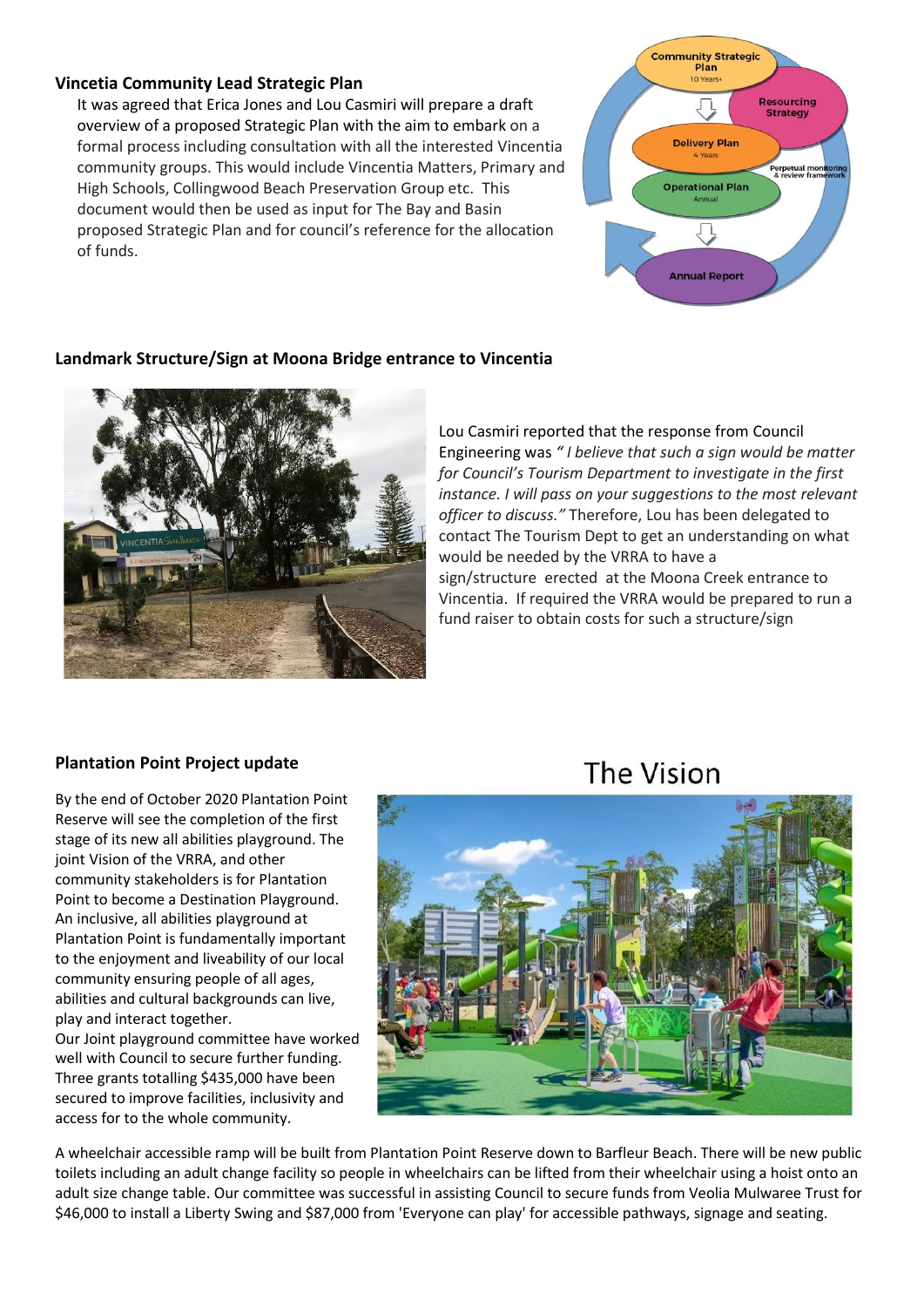### Vincetia Community Lead Strategic Plan

It was agreed that Erica Jones and Lou Casmiri will prepare a draft overview of a proposed Strategic Plan with the aim to embark on a formal process including consultation with all the interested Vincentia community groups. This would include Vincentia Matters, Primary and High Schools, Collingwood Beach Preservation Group etc. This document would then be used as input for The Bay and Basin proposed Strategic Plan and for council's reference for the allocation of funds.

### Landmark Structure/Sign at Moona Bridge entrance to Vincentia

Lou Casmiri reported that the response from Council Engineering was *" I believe that such a sign would be matter for Council's Tourism Department to investigate in the first instance. I will pass on your suggestions to the most relevant officer to discuss."* Therefore, Lou has been delegated to contact The Tourism Dept to get an understanding on what would be needed by the VRRA to have a sign/structure erected at the Moona Creek entrance to Vincentia. If required the VRRA would be prepared to run a fund raiser to obtain costs for such a structure/sign

### Plantation Point Project update

By the end of October 2020 Plantation Point Reserve will see the completion of the first stage of its new all abilities playground. The joint Vision of the VRRA, and other community stakeholders is for Plantation Point to become a Destination Playground. An inclusive, all abilities playground at Plantation Point is fundamentally important to the enjoyment and liveability of our local community ensuring people of all ages, abilities and cultural backgrounds can live, play and interact together.

Our Joint playground committee have worked well with Council to secure further funding. Three grants totalling $435,000 have been secured to improve facilities, inclusivity and access for to the whole community.

The Vision

A wheelchair accessible ramp will be built from Plantation Point Reserve down to Barfleur Beach. There will be new public toilets including an adult change facility so people in wheelchairs can be lifted from their wheelchair using a hoist onto an adult size change table. Our committee was successful in assisting Council to secure funds from Veolia Mulwaree Trust for $46,000 to install a Liberty Swing and $87,000 from 'Everyone can play' for accessible pathways, signage and seating.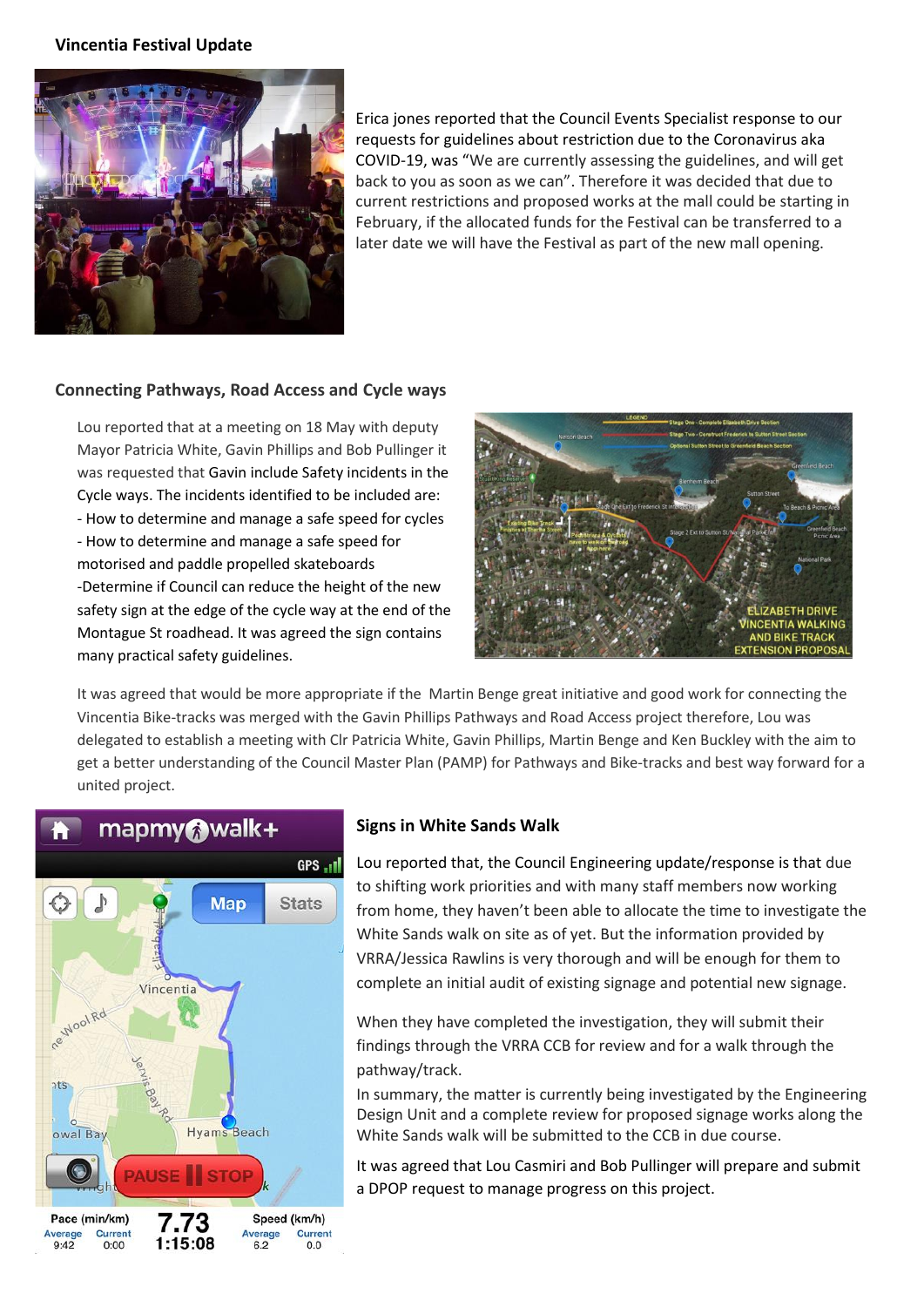**Vincentia Festival Update**

Erica jones reported that the Council Events Specialist response to our requests for guidelines about restriction due to the Coronavirus aka COVID-19, was "We are currently assessing the guidelines, and will get back to you as soon as we can". Therefore it was decided that due to current restrictions and proposed works at the mall could be starting in February, if the allocated funds for the Festival can be transferred to a later date we will have the Festival as part of the new mall opening.

**Connecting Pathways, Road Access and Cycle ways**

Lou reported that at a meeting on 18 May with deputy Mayor Patricia White, Gavin Phillips and Bob Pullinger it was requested that Gavin include Safety incidents in the Cycle ways. The incidents identified to be included are:

- How to determine and manage a safe speed for cycles
- How to determine and manage a safe speed for motorised and paddle propelled skateboards
- Determine if Council can reduce the height of the new safety sign at the edge of the cycle way at the end of the Montague St roadhead. It was agreed the sign contains many practical safety guidelines.

It was agreed that would be more appropriate if the Martin Benge great initiative and good work for connecting the Vincentia Bike-tracks was merged with the Gavin Phillips Pathways and Road Access project therefore, Lou was delegated to establish a meeting with Clr Patricia White, Gavin Phillips, Martin Benge and Ken Buckley with the aim to get a better understanding of the Council Master Plan (PAMP) for Pathways and Bike-tracks and best way forward for a united project.

**Signs in White Sands Walk**

Lou reported that, the Council Engineering update/response is that due to shifting work priorities and with many staff members now working from home, they haven't been able to allocate the time to investigate the White Sands walk on site as of yet. But the information provided by VRRA/Jessica Rawlins is very thorough and will be enough for them to complete an initial audit of existing signage and potential new signage.

When they have completed the investigation, they will submit their findings through the VRRA CCB for review and for a walk through the pathway/track.

In summary, the matter is currently being investigated by the Engineering Design Unit and a complete review for proposed signage works along the White Sands walk will be submitted to the CCB in due course.

It was agreed that Lou Casmiri and Bob Pullinger will prepare and submit a DPOP request to manage progress on this project.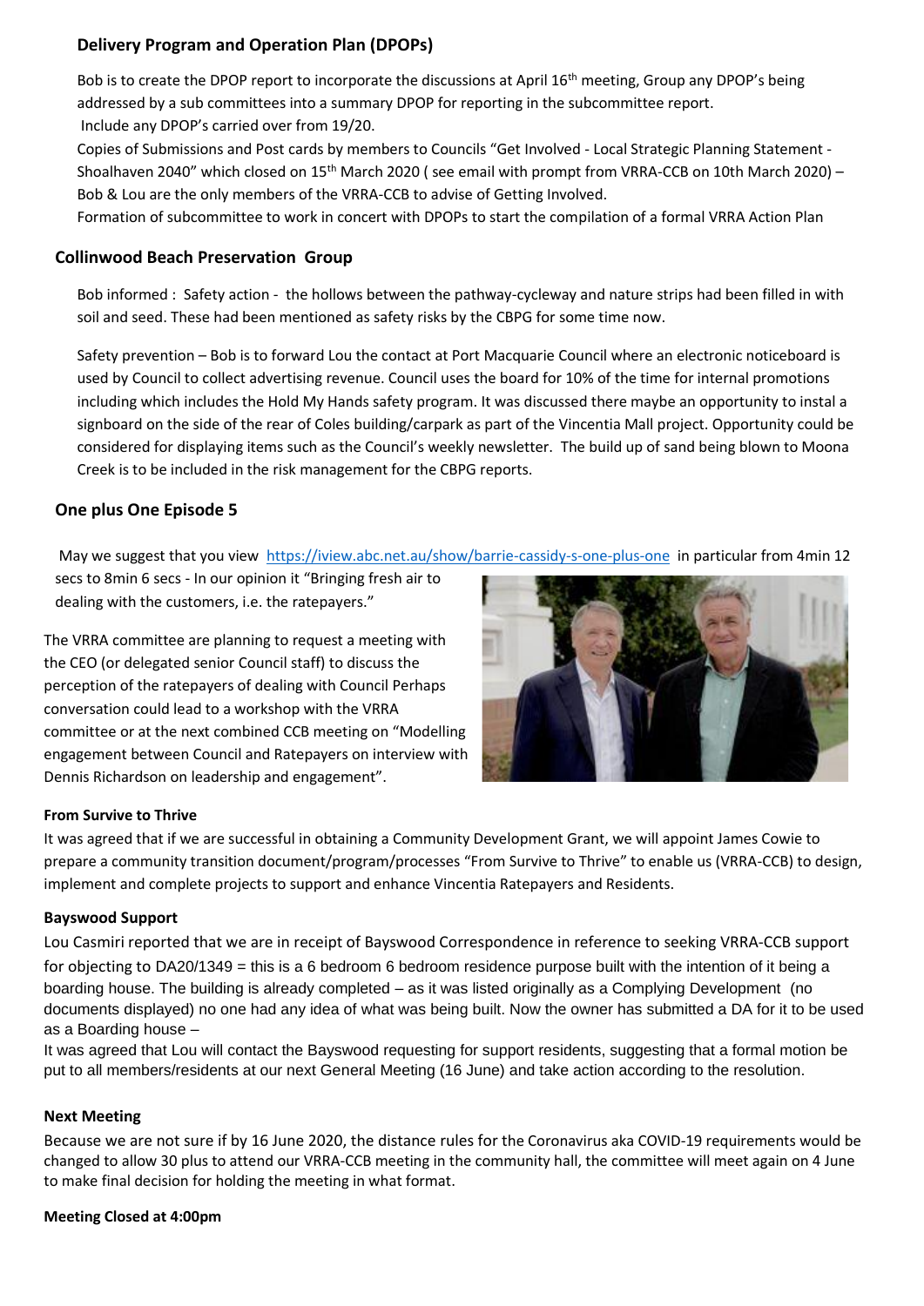## Delivery Program and Operation Plan (DPOPs)

Bob is to create the DPOP report to incorporate the discussions at April 16th meeting, Group any DPOP's being addressed by a sub committees into a summary DPOP for reporting in the subcommittee report.
Include any DPOP's carried over from 19/20.

Copies of Submissions and Post cards by members to Councils "Get Involved - Local Strategic Planning Statement - Shoalhaven 2040" which closed on 15th March 2020 ( see email with prompt from VRRA-CCB on 10th March 2020) – Bob & Lou are the only members of the VRRA-CCB to advise of Getting Involved.

Formation of subcommittee to work in concert with DPOPs to start the compilation of a formal VRRA Action Plan

## Collinwood Beach Preservation Group

Bob informed : Safety action - the hollows between the pathway-cycleway and nature strips had been filled in with soil and seed. These had been mentioned as safety risks by the CBPG for some time now.

Safety prevention – Bob is to forward Lou the contact at Port Macquarie Council where an electronic noticeboard is used by Council to collect advertising revenue. Council uses the board for 10% of the time for internal promotions including which includes the Hold My Hands safety program. It was discussed there maybe an opportunity to instal a signboard on the side of the rear of Coles building/carpark as part of the Vincentia Mall project. Opportunity could be considered for displaying items such as the Council's weekly newsletter. The build up of sand being blown to Moona Creek is to be included in the risk management for the CBPG reports.

## One plus One Episode 5

May we suggest that you view https://iview.abc.net.au/show/barrie-cassidy-s-one-plus-one in particular from 4min 12 secs to 8min 6 secs - In our opinion it "Bringing fresh air to dealing with the customers, i.e. the ratepayers."

The VRRA committee are planning to request a meeting with the CEO (or delegated senior Council staff) to discuss the perception of the ratepayers of dealing with Council Perhaps conversation could lead to a workshop with the VRRA committee or at the next combined CCB meeting on "Modelling engagement between Council and Ratepayers on interview with Dennis Richardson on leadership and engagement".

### From Survive to Thrive

It was agreed that if we are successful in obtaining a Community Development Grant, we will appoint James Cowie to prepare a community transition document/program/processes "From Survive to Thrive" to enable us (VRRA-CCB) to design, implement and complete projects to support and enhance Vincentia Ratepayers and Residents.

### Bayswood Support

Lou Casmiri reported that we are in receipt of Bayswood Correspondence in reference to seeking VRRA-CCB support for objecting to DA20/1349 = this is a 6 bedroom 6 bedroom residence purpose built with the intention of it being a boarding house. The building is already completed – as it was listed originally as a Complying Development (no documents displayed) no one had any idea of what was being built. Now the owner has submitted a DA for it to be used as a Boarding house –

It was agreed that Lou will contact the Bayswood requesting for support residents, suggesting that a formal motion be put to all members/residents at our next General Meeting (16 June) and take action according to the resolution.

### Next Meeting

Because we are not sure if by 16 June 2020, the distance rules for the Coronavirus aka COVID-19 requirements would be changed to allow 30 plus to attend our VRRA-CCB meeting in the community hall, the committee will meet again on 4 June to make final decision for holding the meeting in what format.

**Meeting Closed at 4:00pm**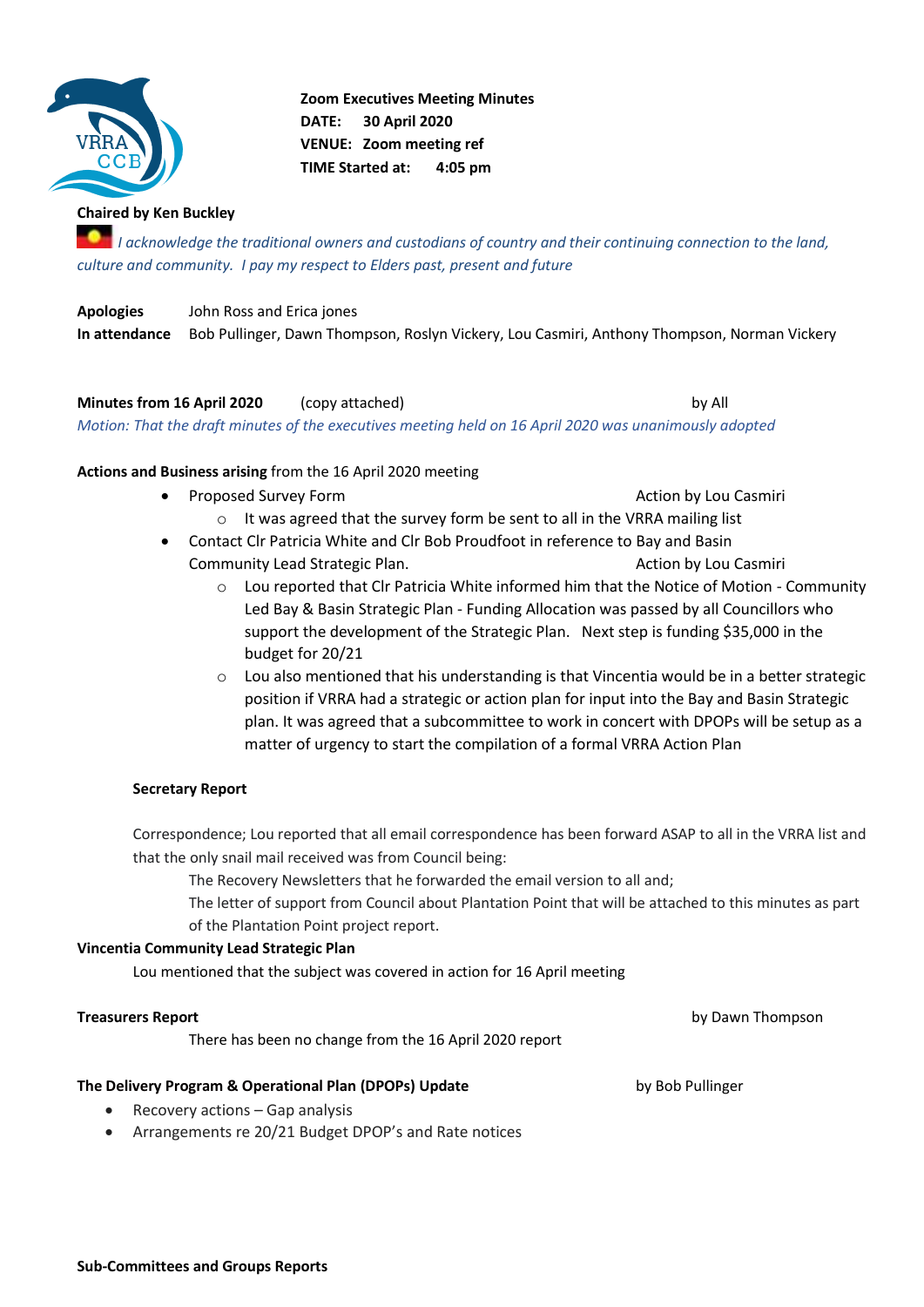**Zoom Executives Meeting Minutes**
**DATE: 30 April 2020**
**VENUE: Zoom meeting ref**
**TIME Started at: 4:05 pm**

**Chaired by Ken Buckley**

*I acknowledge the traditional owners and custodians of country and their continuing connection to the land, culture and community. I pay my respect to Elders past, present and future*

**Apologies** John Ross and Erica jones
**In attendance** Bob Pullinger, Dawn Thompson, Roslyn Vickery, Lou Casmiri, Anthony Thompson, Norman Vickery

**Minutes from 16 April 2020** (copy attached) by All
*Motion: That the draft minutes of the executives meeting held on 16 April 2020 was unanimously adopted*

**Actions and Business arising** from the 16 April 2020 meeting

- Proposed Survey Form Action by Lou Casmiri
  - It was agreed that the survey form be sent to all in the VRRA mailing list
- Contact Clr Patricia White and Clr Bob Proudfoot in reference to Bay and Basin Community Lead Strategic Plan. Action by Lou Casmiri
  - Lou reported that Clr Patricia White informed him that the Notice of Motion - Community Led Bay & Basin Strategic Plan - Funding Allocation was passed by all Councillors who support the development of the Strategic Plan. Next step is funding $35,000 in the budget for 20/21
  - Lou also mentioned that his understanding is that Vincentia would be in a better strategic position if VRRA had a strategic or action plan for input into the Bay and Basin Strategic plan. It was agreed that a subcommittee to work in concert with DPOPs will be setup as a matter of urgency to start the compilation of a formal VRRA Action Plan

**Secretary Report**

Correspondence; Lou reported that all email correspondence has been forward ASAP to all in the VRRA list and that the only snail mail received was from Council being:

The Recovery Newsletters that he forwarded the email version to all and;
The letter of support from Council about Plantation Point that will be attached to this minutes as part of the Plantation Point project report.

**Vincentia Community Lead Strategic Plan**

Lou mentioned that the subject was covered in action for 16 April meeting

**Treasurers Report** by Dawn Thompson

There has been no change from the 16 April 2020 report

**The Delivery Program & Operational Plan (DPOPs) Update** by Bob Pullinger

- Recovery actions – Gap analysis
- Arrangements re 20/21 Budget DPOP's and Rate notices

**Sub-Committees and Groups Reports**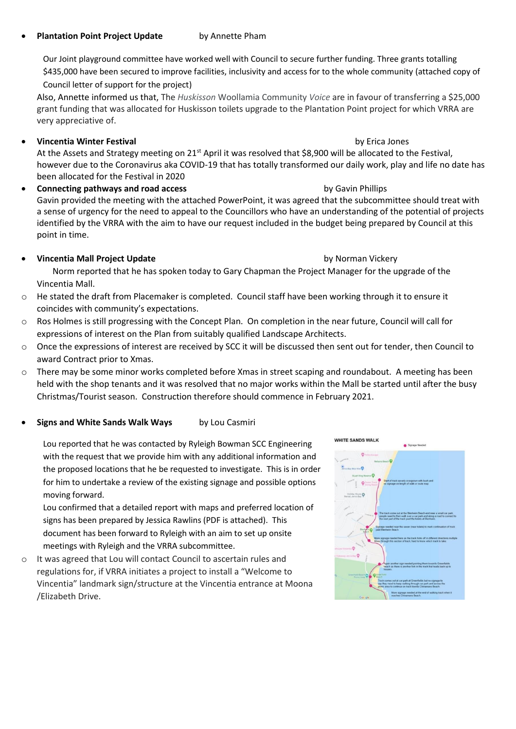- **Plantation Point Project Update** by Annette Pham

  Our Joint playground committee have worked well with Council to secure further funding. Three grants totalling $435,000 have been secured to improve facilities, inclusivity and access for to the whole community (attached copy of Council letter of support for the project)

  Also, Annette informed us that, The *Huskisson* Woollamia Community *Voice* are in favour of transferring a $25,000 grant funding that was allocated for Huskisson toilets upgrade to the Plantation Point project for which VRRA are very appreciative of.

- **Vincentia Winter Festival** by Erica Jones

  At the Assets and Strategy meeting on 21st April it was resolved that $8,900 will be allocated to the Festival, however due to the Coronavirus aka COVID-19 that has totally transformed our daily work, play and life no date has been allocated for the Festival in 2020

- **Connecting pathways and road access** by Gavin Phillips

  Gavin provided the meeting with the attached PowerPoint, it was agreed that the subcommittee should treat with a sense of urgency for the need to appeal to the Councillors who have an understanding of the potential of projects identified by the VRRA with the aim to have our request included in the budget being prepared by Council at this point in time.

- **Vincentia Mall Project Update** by Norman Vickery

  Norm reported that he has spoken today to Gary Chapman the Project Manager for the upgrade of the Vincentia Mall.

  - He stated the draft from Placemaker is completed. Council staff have been working through it to ensure it coincides with community's expectations.
  - Ros Holmes is still progressing with the Concept Plan. On completion in the near future, Council will call for expressions of interest on the Plan from suitably qualified Landscape Architects.
  - Once the expressions of interest are received by SCC it will be discussed then sent out for tender, then Council to award Contract prior to Xmas.
  - There may be some minor works completed before Xmas in street scaping and roundabout. A meeting has been held with the shop tenants and it was resolved that no major works within the Mall be started until after the busy Christmas/Tourist season. Construction therefore should commence in February 2021.

- **Signs and White Sands Walk Ways** by Lou Casmiri

  Lou reported that he was contacted by Ryleigh Bowman SCC Engineering with the request that we provide him with any additional information and the proposed locations that he be requested to investigate. This is in order for him to undertake a review of the existing signage and possible options moving forward.

  Lou confirmed that a detailed report with maps and preferred location of signs has been prepared by Jessica Rawlins (PDF is attached). This document has been forward to Ryleigh with an aim to set up onsite meetings with Ryleigh and the VRRA subcommittee.

  - It was agreed that Lou will contact Council to ascertain rules and regulations for, if VRRA initiates a project to install a "Welcome to Vincentia" landmark sign/structure at the Vincentia entrance at Moona /Elizabeth Drive.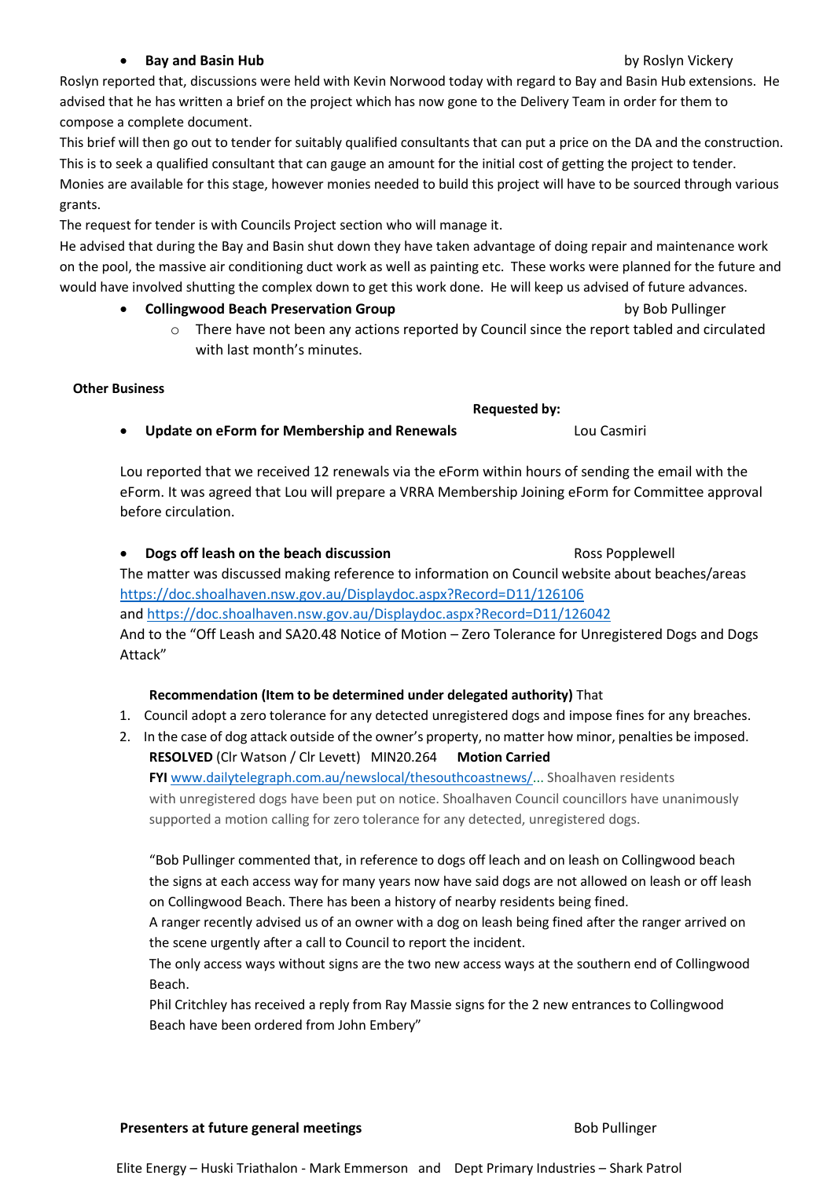- **Bay and Basin Hub** by Roslyn Vickery

Roslyn reported that, discussions were held with Kevin Norwood today with regard to Bay and Basin Hub extensions. He advised that he has written a brief on the project which has now gone to the Delivery Team in order for them to compose a complete document.
This brief will then go out to tender for suitably qualified consultants that can put a price on the DA and the construction. This is to seek a qualified consultant that can gauge an amount for the initial cost of getting the project to tender.
Monies are available for this stage, however monies needed to build this project will have to be sourced through various grants.
The request for tender is with Councils Project section who will manage it.
He advised that during the Bay and Basin shut down they have taken advantage of doing repair and maintenance work on the pool, the massive air conditioning duct work as well as painting etc. These works were planned for the future and would have involved shutting the complex down to get this work done. He will keep us advised of future advances.

- **Collingwood Beach Preservation Group** by Bob Pullinger
  - There have not been any actions reported by Council since the report tabled and circulated with last month's minutes.

**Other Business**

**Requested by:**

- **Update on eForm for Membership and Renewals** Lou Casmiri

Lou reported that we received 12 renewals via the eForm within hours of sending the email with the eForm. It was agreed that Lou will prepare a VRRA Membership Joining eForm for Committee approval before circulation.

- **Dogs off leash on the beach discussion** Ross Popplewell

The matter was discussed making reference to information on Council website about beaches/areas
https://doc.shoalhaven.nsw.gov.au/Displaydoc.aspx?Record=D11/126106
and https://doc.shoalhaven.nsw.gov.au/Displaydoc.aspx?Record=D11/126042
And to the "Off Leash and SA20.48 Notice of Motion – Zero Tolerance for Unregistered Dogs and Dogs Attack"

**Recommendation (Item to be determined under delegated authority)** That

1. Council adopt a zero tolerance for any detected unregistered dogs and impose fines for any breaches.
2. In the case of dog attack outside of the owner's property, no matter how minor, penalties be imposed.

**RESOLVED** (Clr Watson / Clr Levett) MIN20.264 **Motion Carried**

**FYI** www.dailytelegraph.com.au/newslocal/thesouthcoastnews/... Shoalhaven residents with unregistered dogs have been put on notice. Shoalhaven Council councillors have unanimously supported a motion calling for zero tolerance for any detected, unregistered dogs.

"Bob Pullinger commented that, in reference to dogs off leach and on leash on Collingwood beach the signs at each access way for many years now have said dogs are not allowed on leash or off leash on Collingwood Beach. There has been a history of nearby residents being fined.
A ranger recently advised us of an owner with a dog on leash being fined after the ranger arrived on the scene urgently after a call to Council to report the incident.
The only access ways without signs are the two new access ways at the southern end of Collingwood Beach.
Phil Critchley has received a reply from Ray Massie signs for the 2 new entrances to Collingwood Beach have been ordered from John Embery"

**Presenters at future general meetings** Bob Pullinger

Elite Energy – Huski Triathalon - Mark Emmerson and Dept Primary Industries – Shark Patrol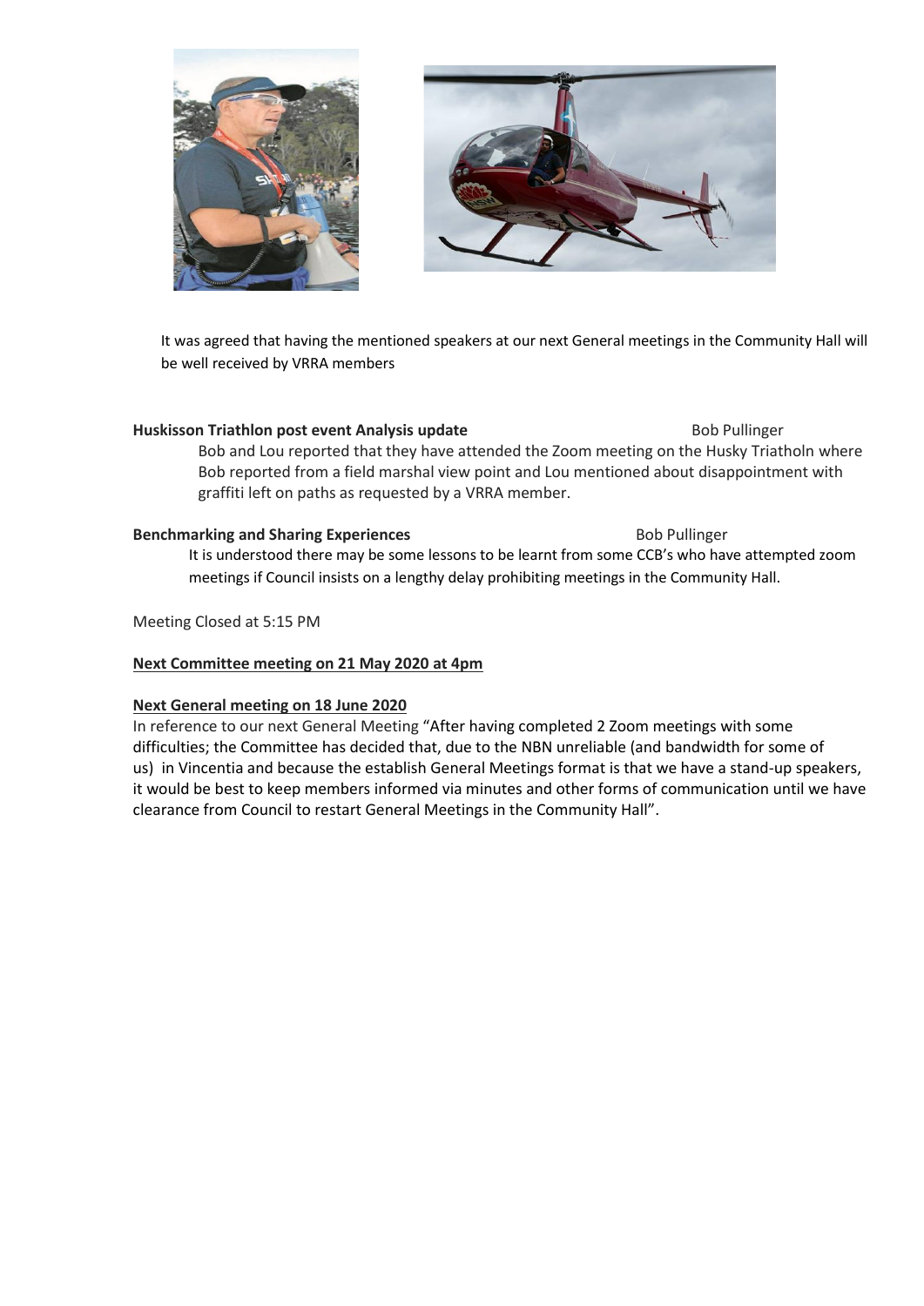It was agreed that having the mentioned speakers at our next General meetings in the Community Hall will be well received by VRRA members

**Huskisson Triathlon post event Analysis update** Bob Pullinger

Bob and Lou reported that they have attended the Zoom meeting on the Husky Triatholn where Bob reported from a field marshal view point and Lou mentioned about disappointment with graffiti left on paths as requested by a VRRA member.

**Benchmarking and Sharing Experiences** Bob Pullinger

It is understood there may be some lessons to be learnt from some CCB's who have attempted zoom meetings if Council insists on a lengthy delay prohibiting meetings in the Community Hall.

Meeting Closed at 5:15 PM

**Next Committee meeting on 21 May 2020 at 4pm**

**Next General meeting on 18 June 2020**

In reference to our next General Meeting "After having completed 2 Zoom meetings with some difficulties; the Committee has decided that, due to the NBN unreliable (and bandwidth for some of us) in Vincentia and because the establish General Meetings format is that we have a stand-up speakers, it would be best to keep members informed via minutes and other forms of communication until we have clearance from Council to restart General Meetings in the Community Hall".